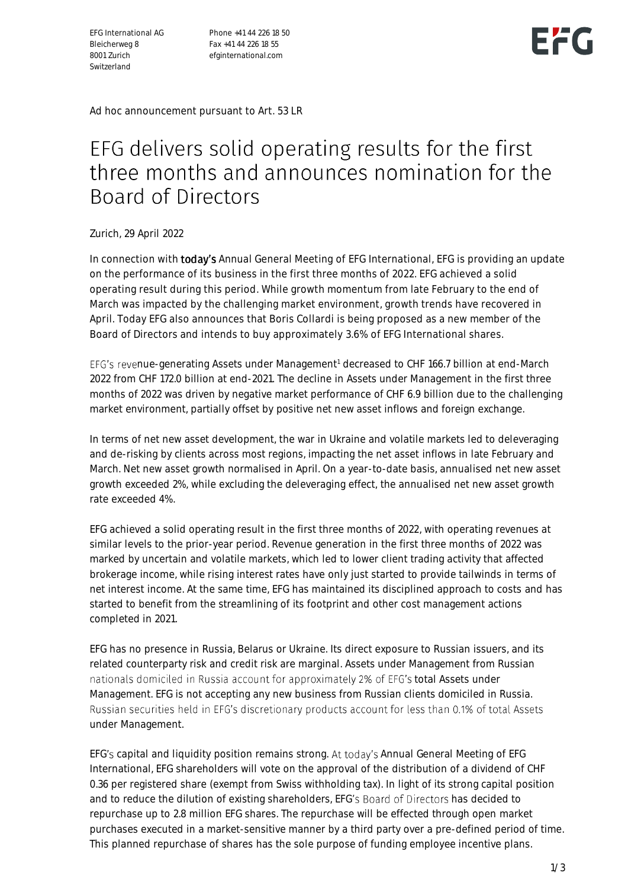EFG International AG
Bleicherweg 8
8001 Zurich
Switzerland

Phone +41 44 226 18 50
Fax +41 44 226 18 55
efginternational.com

Ad hoc announcement pursuant to Art. 53 LR

# EFG delivers solid operating results for the first three months and announces nomination for the Board of Directors

Zurich, 29 April 2022

In connection with today's Annual General Meeting of EFG International, EFG is providing an update on the performance of its business in the first three months of 2022. EFG achieved a solid operating result during this period. While growth momentum from late February to the end of March was impacted by the challenging market environment, growth trends have recovered in April. Today EFG also announces that Boris Collardi is being proposed as a new member of the Board of Directors and intends to buy approximately 3.6% of EFG International shares.

EFG's revenue-generating Assets under Management[1] decreased to CHF 166.7 billion at end-March 2022 from CHF 172.0 billion at end-2021. The decline in Assets under Management in the first three months of 2022 was driven by negative market performance of CHF 6.9 billion due to the challenging market environment, partially offset by positive net new asset inflows and foreign exchange.

In terms of net new asset development, the war in Ukraine and volatile markets led to deleveraging and de-risking by clients across most regions, impacting the net asset inflows in late February and March. Net new asset growth normalised in April. On a year-to-date basis, annualised net new asset growth exceeded 2%, while excluding the deleveraging effect, the annualised net new asset growth rate exceeded 4%.

EFG achieved a solid operating result in the first three months of 2022, with operating revenues at similar levels to the prior-year period. Revenue generation in the first three months of 2022 was marked by uncertain and volatile markets, which led to lower client trading activity that affected brokerage income, while rising interest rates have only just started to provide tailwinds in terms of net interest income. At the same time, EFG has maintained its disciplined approach to costs and has started to benefit from the streamlining of its footprint and other cost management actions completed in 2021.

EFG has no presence in Russia, Belarus or Ukraine. Its direct exposure to Russian issuers, and its related counterparty risk and credit risk are marginal. Assets under Management from Russian nationals domiciled in Russia account for approximately 2% of EFG's total Assets under Management. EFG is not accepting any new business from Russian clients domiciled in Russia. Russian securities held in EFG's discretionary products account for less than 0.1% of total Assets under Management.

EFG's capital and liquidity position remains strong. At today's Annual General Meeting of EFG International, EFG shareholders will vote on the approval of the distribution of a dividend of CHF 0.36 per registered share (exempt from Swiss withholding tax). In light of its strong capital position and to reduce the dilution of existing shareholders, EFG's Board of Directors has decided to repurchase up to 2.8 million EFG shares. The repurchase will be effected through open market purchases executed in a market-sensitive manner by a third party over a pre-defined period of time. This planned repurchase of shares has the sole purpose of funding employee incentive plans.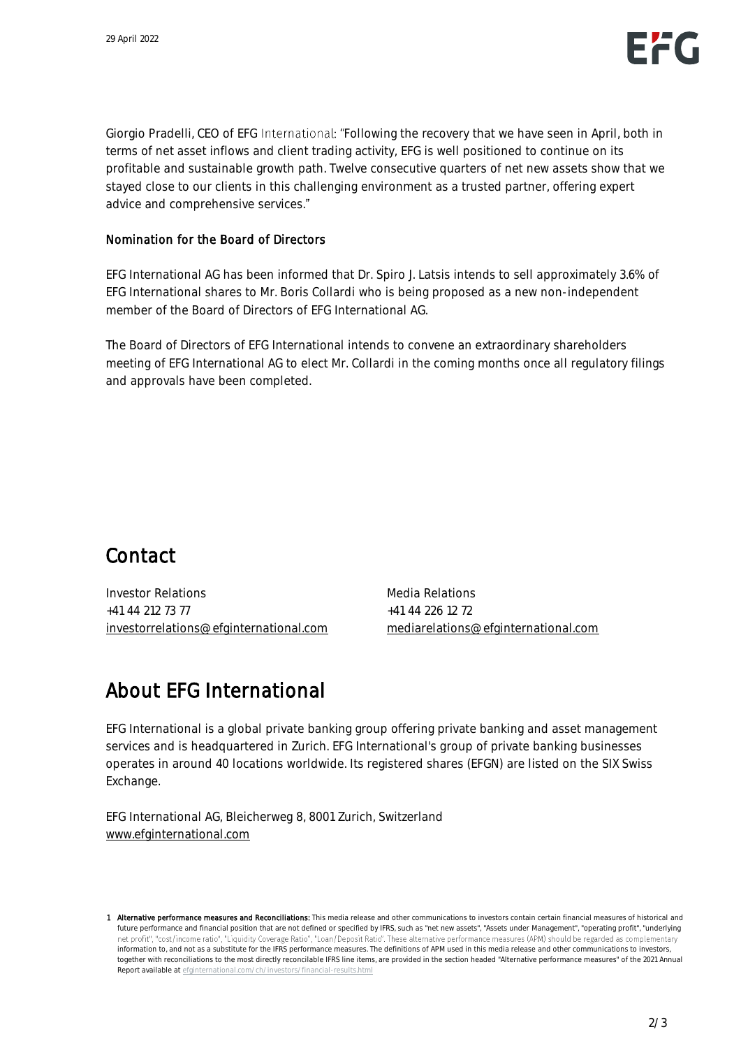Giorgio Pradelli, CEO of EFG International: "Following the recovery that we have seen in April, both in terms of net asset inflows and client trading activity, EFG is well positioned to continue on its profitable and sustainable growth path. Twelve consecutive quarters of net new assets show that we stayed close to our clients in this challenging environment as a trusted partner, offering expert advice and comprehensive services."

#### Nomination for the Board of Directors

EFG International AG has been informed that Dr. Spiro J. Latsis intends to sell approximately 3.6% of EFG International shares to Mr. Boris Collardi who is being proposed as a new non-independent member of the Board of Directors of EFG International AG.

The Board of Directors of EFG International intends to convene an extraordinary shareholders meeting of EFG International AG to elect Mr. Collardi in the coming months once all regulatory filings and approvals have been completed.

## Contact

Investor Relations
+41 44 212 73 77
investorrelations@efginternational.com

Media Relations
+41 44 226 12 72
mediarelations@efginternational.com

## About EFG International

EFG International is a global private banking group offering private banking and asset management services and is headquartered in Zurich. EFG International's group of private banking businesses operates in around 40 locations worldwide. Its registered shares (EFGN) are listed on the SIX Swiss Exchange.

EFG International AG, Bleicherweg 8, 8001 Zurich, Switzerland
www.efginternational.com

1 **Alternative performance measures and Reconciliations:** This media release and other communications to investors contain certain financial measures of historical and future performance and financial position that are not defined or specified by IFRS, such as "net new assets", "Assets under Management", "operating profit", "underlying net profit", "cost/income ratio", "Liquidity Coverage Ratio", "Loan/Deposit Ratio". These alternative performance measures (APM) should be regarded as complementary information to, and not as a substitute for the IFRS performance measures. The definitions of APM used in this media release and other communications to investors, together with reconciliations to the most directly reconcilable IFRS line items, are provided in the section headed "Alternative performance measures" of the 2021 Annual Report available at efginternational.com/ch/investors/financial-results.html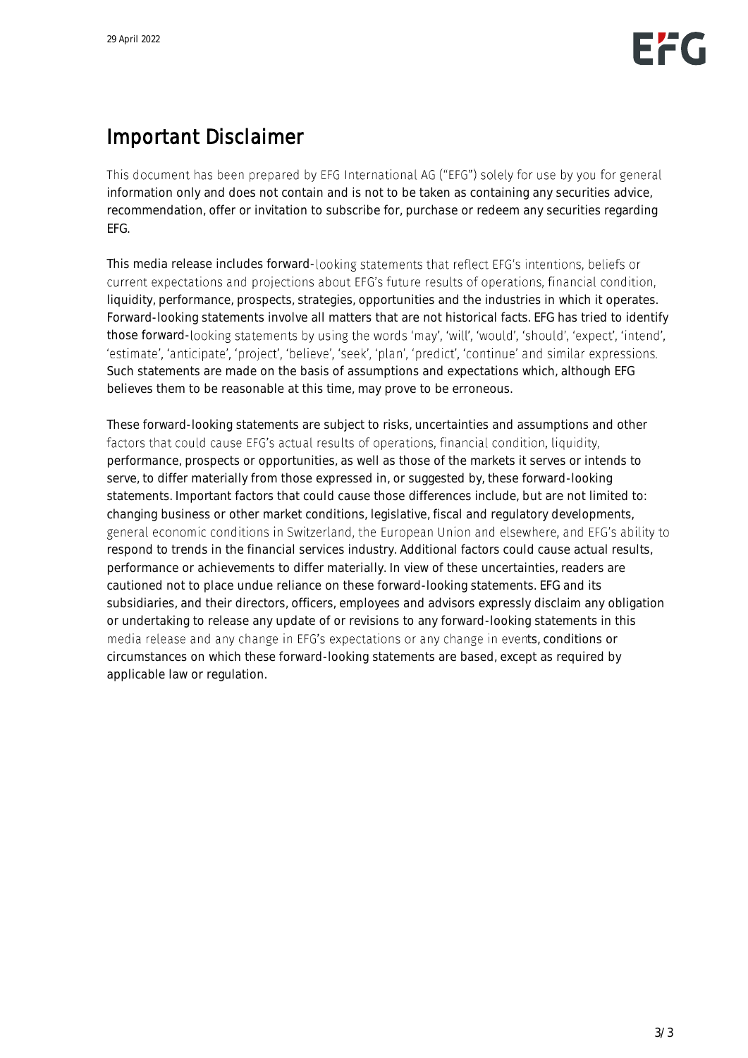## Important Disclaimer

This document has been prepared by EFG International AG ("EFG") solely for use by you for general information only and does not contain and is not to be taken as containing any securities advice, recommendation, offer or invitation to subscribe for, purchase or redeem any securities regarding EFG.

This media release includes forward-looking statements that reflect EFG's intentions, beliefs or current expectations and projections about EFG's future results of operations, financial condition, liquidity, performance, prospects, strategies, opportunities and the industries in which it operates. Forward-looking statements involve all matters that are not historical facts. EFG has tried to identify those forward-looking statements by using the words 'may', 'will', 'would', 'should', 'expect', 'intend', 'estimate', 'anticipate', 'project', 'believe', 'seek', 'plan', 'predict', 'continue' and similar expressions. Such statements are made on the basis of assumptions and expectations which, although EFG believes them to be reasonable at this time, may prove to be erroneous.

These forward-looking statements are subject to risks, uncertainties and assumptions and other factors that could cause EFG's actual results of operations, financial condition, liquidity, performance, prospects or opportunities, as well as those of the markets it serves or intends to serve, to differ materially from those expressed in, or suggested by, these forward-looking statements. Important factors that could cause those differences include, but are not limited to: changing business or other market conditions, legislative, fiscal and regulatory developments, general economic conditions in Switzerland, the European Union and elsewhere, and EFG's ability to respond to trends in the financial services industry. Additional factors could cause actual results, performance or achievements to differ materially. In view of these uncertainties, readers are cautioned not to place undue reliance on these forward-looking statements. EFG and its subsidiaries, and their directors, officers, employees and advisors expressly disclaim any obligation or undertaking to release any update of or revisions to any forward-looking statements in this media release and any change in EFG's expectations or any change in events, conditions or circumstances on which these forward-looking statements are based, except as required by applicable law or regulation.